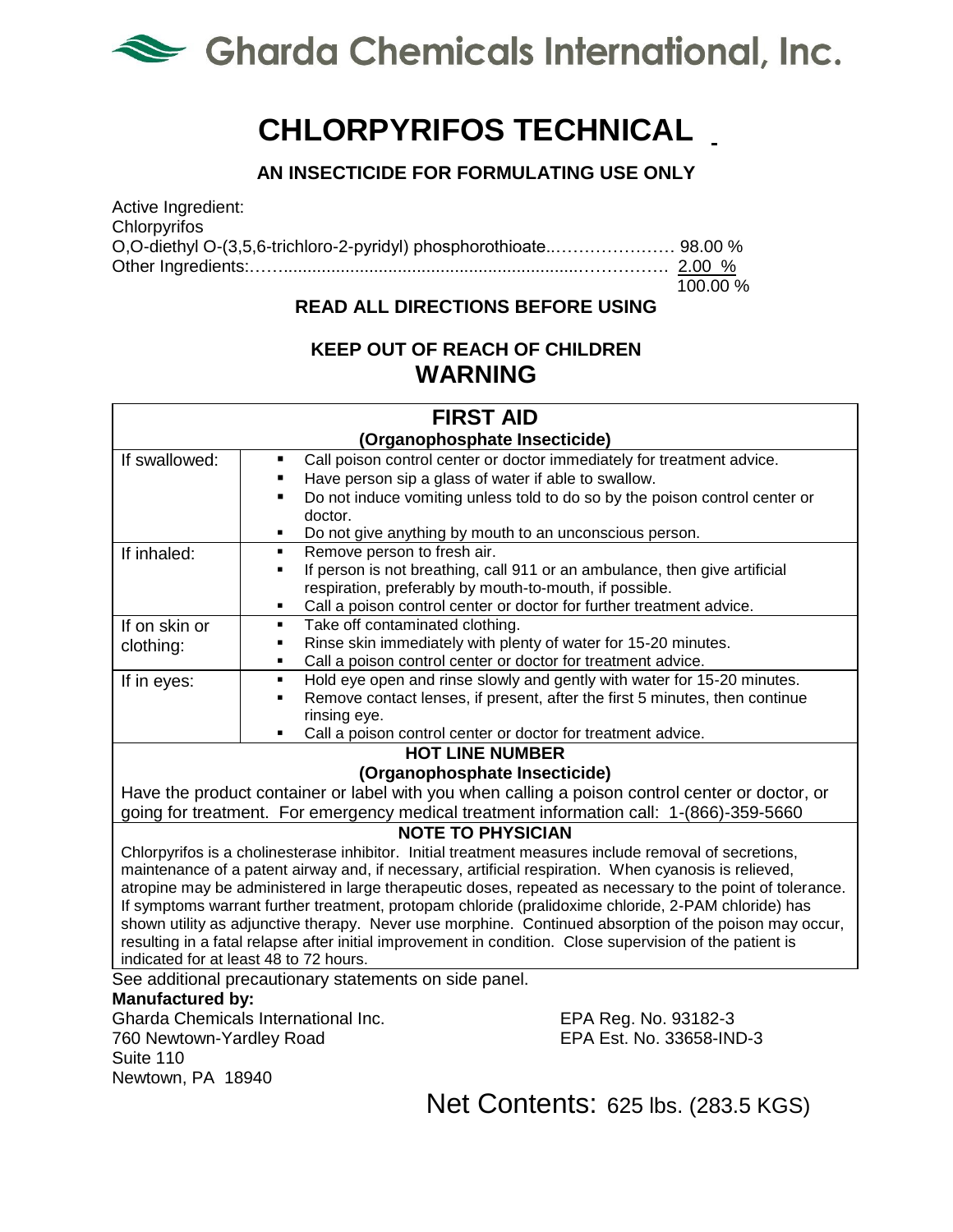# Gharda Chemicals International, Inc.

# CHLORPYRIFOS TECHNICAL

## AN INSECTICIDE FOR FORMULATING USE ONLY

Active Ingredient:
Chlorpyrifos
O,O-diethyl O-(3,5,6-trichloro-2-pyridyl) phosphorothioate...................... 98.00 %
Other Ingredients:............................................................................... 2.00 %
100.00 %

**READ ALL DIRECTIONS BEFORE USING**

**KEEP OUT OF REACH OF CHILDREN**

## WARNING

| FIRST AID (Organophosphate Insecticide) | |
|---|---|
| If swallowed: | ▪ Call poison control center or doctor immediately for treatment advice.<br>▪ Have person sip a glass of water if able to swallow.<br>▪ Do not induce vomiting unless told to do so by the poison control center or doctor.<br>▪ Do not give anything by mouth to an unconscious person. |
| If inhaled: | ▪ Remove person to fresh air.<br>▪ If person is not breathing, call 911 or an ambulance, then give artificial respiration, preferably by mouth-to-mouth, if possible.<br>▪ Call a poison control center or doctor for further treatment advice. |
| If on skin or clothing: | ▪ Take off contaminated clothing.<br>▪ Rinse skin immediately with plenty of water for 15-20 minutes.<br>▪ Call a poison control center or doctor for treatment advice. |
| If in eyes: | ▪ Hold eye open and rinse slowly and gently with water for 15-20 minutes.<br>▪ Remove contact lenses, if present, after the first 5 minutes, then continue rinsing eye.<br>▪ Call a poison control center or doctor for treatment advice. |

**HOT LINE NUMBER**
**(Organophosphate Insecticide)**

Have the product container or label with you when calling a poison control center or doctor, or going for treatment. For emergency medical treatment information call: 1-(866)-359-5660

**NOTE TO PHYSICIAN**

Chlorpyrifos is a cholinesterase inhibitor. Initial treatment measures include removal of secretions, maintenance of a patent airway and, if necessary, artificial respiration. When cyanosis is relieved, atropine may be administered in large therapeutic doses, repeated as necessary to the point of tolerance. If symptoms warrant further treatment, protopam chloride (pralidoxime chloride, 2-PAM chloride) has shown utility as adjunctive therapy. Never use morphine. Continued absorption of the poison may occur, resulting in a fatal relapse after initial improvement in condition. Close supervision of the patient is indicated for at least 48 to 72 hours.

See additional precautionary statements on side panel.

**Manufactured by:**
Gharda Chemicals International Inc.
760 Newtown-Yardley Road
Suite 110
Newtown, PA 18940

EPA Reg. No. 93182-3
EPA Est. No. 33658-IND-3

Net Contents: 625 lbs. (283.5 KGS)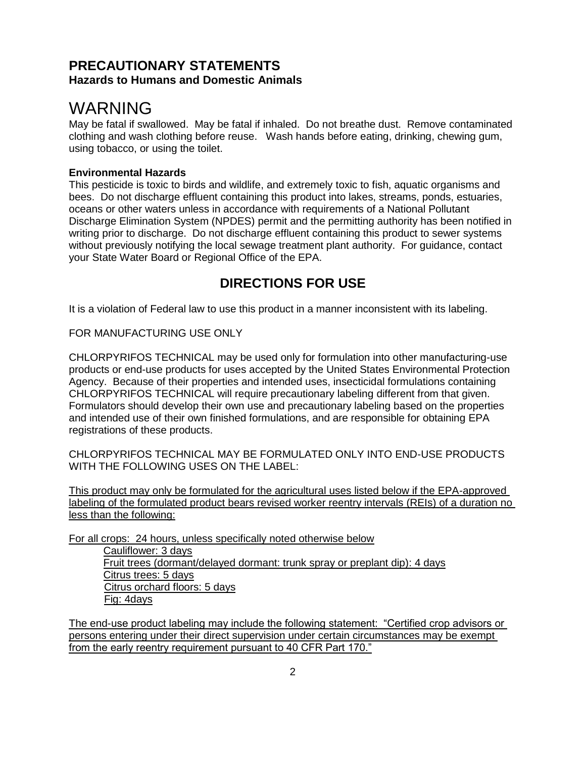## PRECAUTIONARY STATEMENTS

### Hazards to Humans and Domestic Animals

# WARNING

May be fatal if swallowed. May be fatal if inhaled. Do not breathe dust. Remove contaminated clothing and wash clothing before reuse. Wash hands before eating, drinking, chewing gum, using tobacco, or using the toilet.

**Environmental Hazards**

This pesticide is toxic to birds and wildlife, and extremely toxic to fish, aquatic organisms and bees. Do not discharge effluent containing this product into lakes, streams, ponds, estuaries, oceans or other waters unless in accordance with requirements of a National Pollutant Discharge Elimination System (NPDES) permit and the permitting authority has been notified in writing prior to discharge. Do not discharge effluent containing this product to sewer systems without previously notifying the local sewage treatment plant authority. For guidance, contact your State Water Board or Regional Office of the EPA.

## DIRECTIONS FOR USE

It is a violation of Federal law to use this product in a manner inconsistent with its labeling.

FOR MANUFACTURING USE ONLY

CHLORPYRIFOS TECHNICAL may be used only for formulation into other manufacturing-use products or end-use products for uses accepted by the United States Environmental Protection Agency. Because of their properties and intended uses, insecticidal formulations containing CHLORPYRIFOS TECHNICAL will require precautionary labeling different from that given. Formulators should develop their own use and precautionary labeling based on the properties and intended use of their own finished formulations, and are responsible for obtaining EPA registrations of these products.

CHLORPYRIFOS TECHNICAL MAY BE FORMULATED ONLY INTO END-USE PRODUCTS WITH THE FOLLOWING USES ON THE LABEL:

This product may only be formulated for the agricultural uses listed below if the EPA-approved labeling of the formulated product bears revised worker reentry intervals (REIs) of a duration no less than the following:

For all crops: 24 hours, unless specifically noted otherwise below

- Cauliflower: 3 days
- Fruit trees (dormant/delayed dormant: trunk spray or preplant dip): 4 days
- Citrus trees: 5 days
- Citrus orchard floors: 5 days
- Fig: 4days

The end-use product labeling may include the following statement: "Certified crop advisors or persons entering under their direct supervision under certain circumstances may be exempt from the early reentry requirement pursuant to 40 CFR Part 170."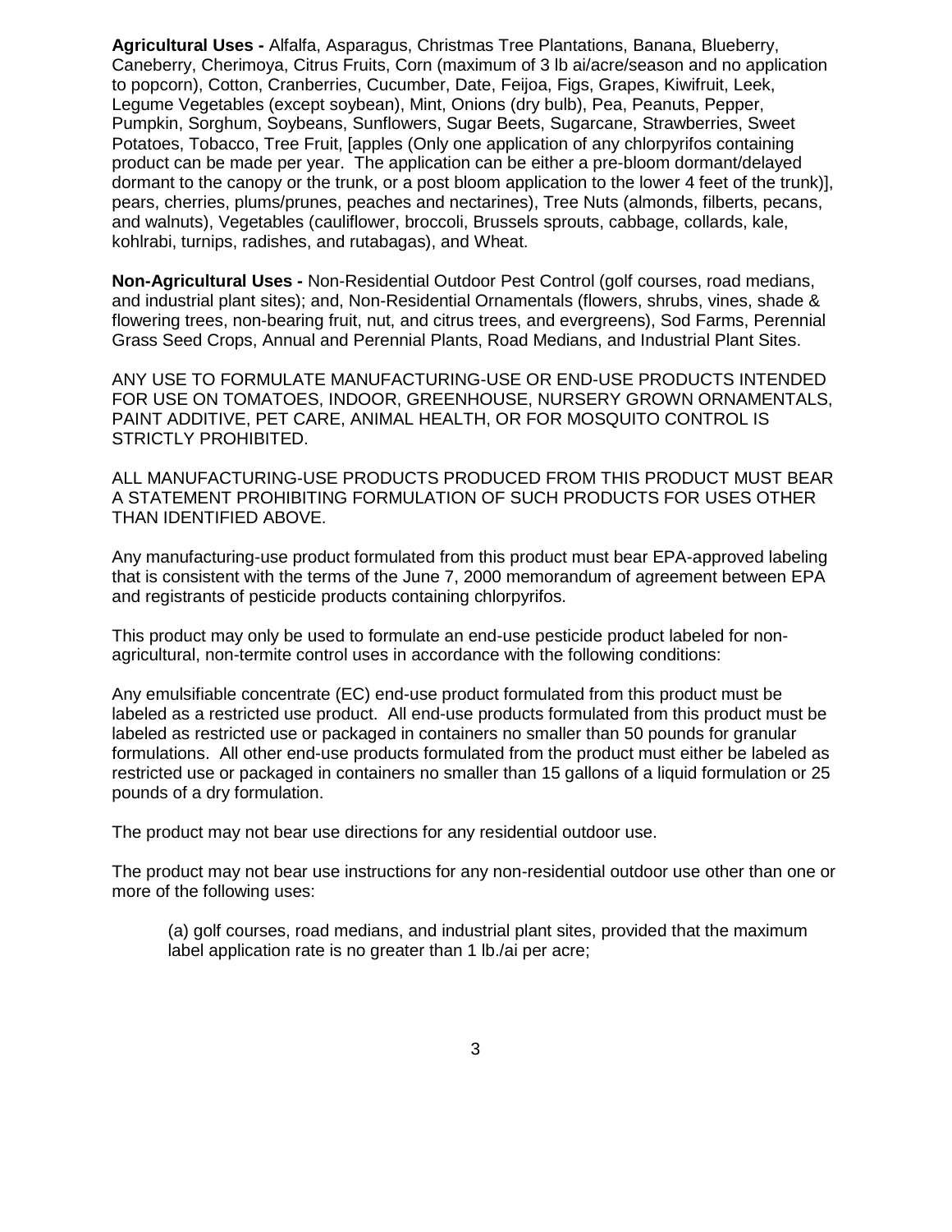**Agricultural Uses -** Alfalfa, Asparagus, Christmas Tree Plantations, Banana, Blueberry, Caneberry, Cherimoya, Citrus Fruits, Corn (maximum of 3 lb ai/acre/season and no application to popcorn), Cotton, Cranberries, Cucumber, Date, Feijoa, Figs, Grapes, Kiwifruit, Leek, Legume Vegetables (except soybean), Mint, Onions (dry bulb), Pea, Peanuts, Pepper, Pumpkin, Sorghum, Soybeans, Sunflowers, Sugar Beets, Sugarcane, Strawberries, Sweet Potatoes, Tobacco, Tree Fruit, [apples (Only one application of any chlorpyrifos containing product can be made per year. The application can be either a pre-bloom dormant/delayed dormant to the canopy or the trunk, or a post bloom application to the lower 4 feet of the trunk)], pears, cherries, plums/prunes, peaches and nectarines), Tree Nuts (almonds, filberts, pecans, and walnuts), Vegetables (cauliflower, broccoli, Brussels sprouts, cabbage, collards, kale, kohlrabi, turnips, radishes, and rutabagas), and Wheat.

**Non-Agricultural Uses -** Non-Residential Outdoor Pest Control (golf courses, road medians, and industrial plant sites); and, Non-Residential Ornamentals (flowers, shrubs, vines, shade & flowering trees, non-bearing fruit, nut, and citrus trees, and evergreens), Sod Farms, Perennial Grass Seed Crops, Annual and Perennial Plants, Road Medians, and Industrial Plant Sites.

ANY USE TO FORMULATE MANUFACTURING-USE OR END-USE PRODUCTS INTENDED FOR USE ON TOMATOES, INDOOR, GREENHOUSE, NURSERY GROWN ORNAMENTALS, PAINT ADDITIVE, PET CARE, ANIMAL HEALTH, OR FOR MOSQUITO CONTROL IS STRICTLY PROHIBITED.

ALL MANUFACTURING-USE PRODUCTS PRODUCED FROM THIS PRODUCT MUST BEAR A STATEMENT PROHIBITING FORMULATION OF SUCH PRODUCTS FOR USES OTHER THAN IDENTIFIED ABOVE.

Any manufacturing-use product formulated from this product must bear EPA-approved labeling that is consistent with the terms of the June 7, 2000 memorandum of agreement between EPA and registrants of pesticide products containing chlorpyrifos.

This product may only be used to formulate an end-use pesticide product labeled for non-agricultural, non-termite control uses in accordance with the following conditions:

Any emulsifiable concentrate (EC) end-use product formulated from this product must be labeled as a restricted use product. All end-use products formulated from this product must be labeled as restricted use or packaged in containers no smaller than 50 pounds for granular formulations. All other end-use products formulated from the product must either be labeled as restricted use or packaged in containers no smaller than 15 gallons of a liquid formulation or 25 pounds of a dry formulation.

The product may not bear use directions for any residential outdoor use.

The product may not bear use instructions for any non-residential outdoor use other than one or more of the following uses:

(a) golf courses, road medians, and industrial plant sites, provided that the maximum label application rate is no greater than 1 lb./ai per acre;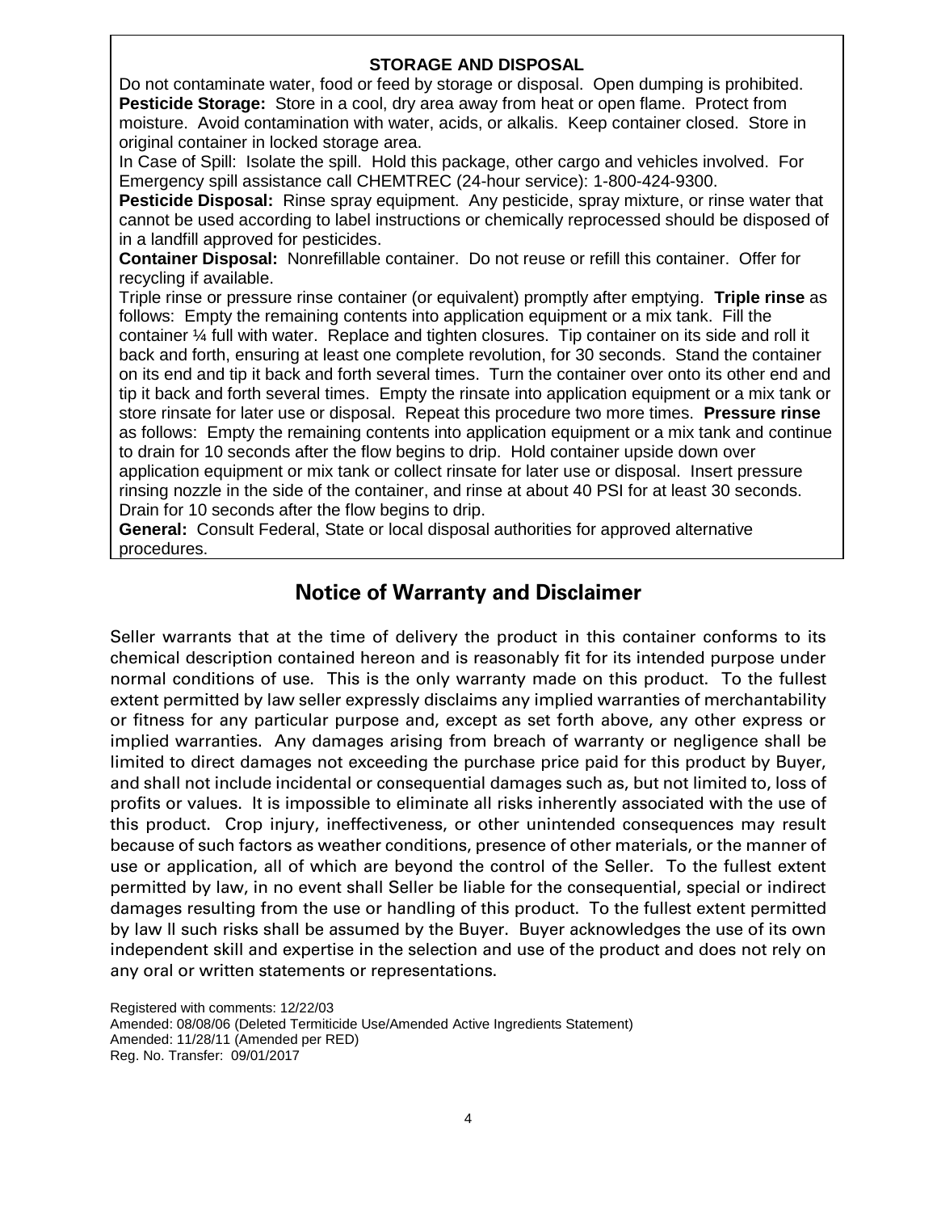## STORAGE AND DISPOSAL

Do not contaminate water, food or feed by storage or disposal. Open dumping is prohibited.
**Pesticide Storage:** Store in a cool, dry area away from heat or open flame. Protect from moisture. Avoid contamination with water, acids, or alkalis. Keep container closed. Store in original container in locked storage area.
In Case of Spill: Isolate the spill. Hold this package, other cargo and vehicles involved. For Emergency spill assistance call CHEMTREC (24-hour service): 1-800-424-9300.
**Pesticide Disposal:** Rinse spray equipment. Any pesticide, spray mixture, or rinse water that cannot be used according to label instructions or chemically reprocessed should be disposed of in a landfill approved for pesticides.
**Container Disposal:** Nonrefillable container. Do not reuse or refill this container. Offer for recycling if available.
Triple rinse or pressure rinse container (or equivalent) promptly after emptying. **Triple rinse** as follows: Empty the remaining contents into application equipment or a mix tank. Fill the container ¼ full with water. Replace and tighten closures. Tip container on its side and roll it back and forth, ensuring at least one complete revolution, for 30 seconds. Stand the container on its end and tip it back and forth several times. Turn the container over onto its other end and tip it back and forth several times. Empty the rinsate into application equipment or a mix tank or store rinsate for later use or disposal. Repeat this procedure two more times. **Pressure rinse** as follows: Empty the remaining contents into application equipment or a mix tank and continue to drain for 10 seconds after the flow begins to drip. Hold container upside down over application equipment or mix tank or collect rinsate for later use or disposal. Insert pressure rinsing nozzle in the side of the container, and rinse at about 40 PSI for at least 30 seconds. Drain for 10 seconds after the flow begins to drip.
**General:** Consult Federal, State or local disposal authorities for approved alternative procedures.

## Notice of Warranty and Disclaimer

Seller warrants that at the time of delivery the product in this container conforms to its chemical description contained hereon and is reasonably fit for its intended purpose under normal conditions of use. This is the only warranty made on this product. To the fullest extent permitted by law seller expressly disclaims any implied warranties of merchantability or fitness for any particular purpose and, except as set forth above, any other express or implied warranties. Any damages arising from breach of warranty or negligence shall be limited to direct damages not exceeding the purchase price paid for this product by Buyer, and shall not include incidental or consequential damages such as, but not limited to, loss of profits or values. It is impossible to eliminate all risks inherently associated with the use of this product. Crop injury, ineffectiveness, or other unintended consequences may result because of such factors as weather conditions, presence of other materials, or the manner of use or application, all of which are beyond the control of the Seller. To the fullest extent permitted by law, in no event shall Seller be liable for the consequential, special or indirect damages resulting from the use or handling of this product. To the fullest extent permitted by law ll such risks shall be assumed by the Buyer. Buyer acknowledges the use of its own independent skill and expertise in the selection and use of the product and does not rely on any oral or written statements or representations.

Registered with comments: 12/22/03
Amended: 08/08/06 (Deleted Termiticide Use/Amended Active Ingredients Statement)
Amended: 11/28/11 (Amended per RED)
Reg. No. Transfer: 09/01/2017